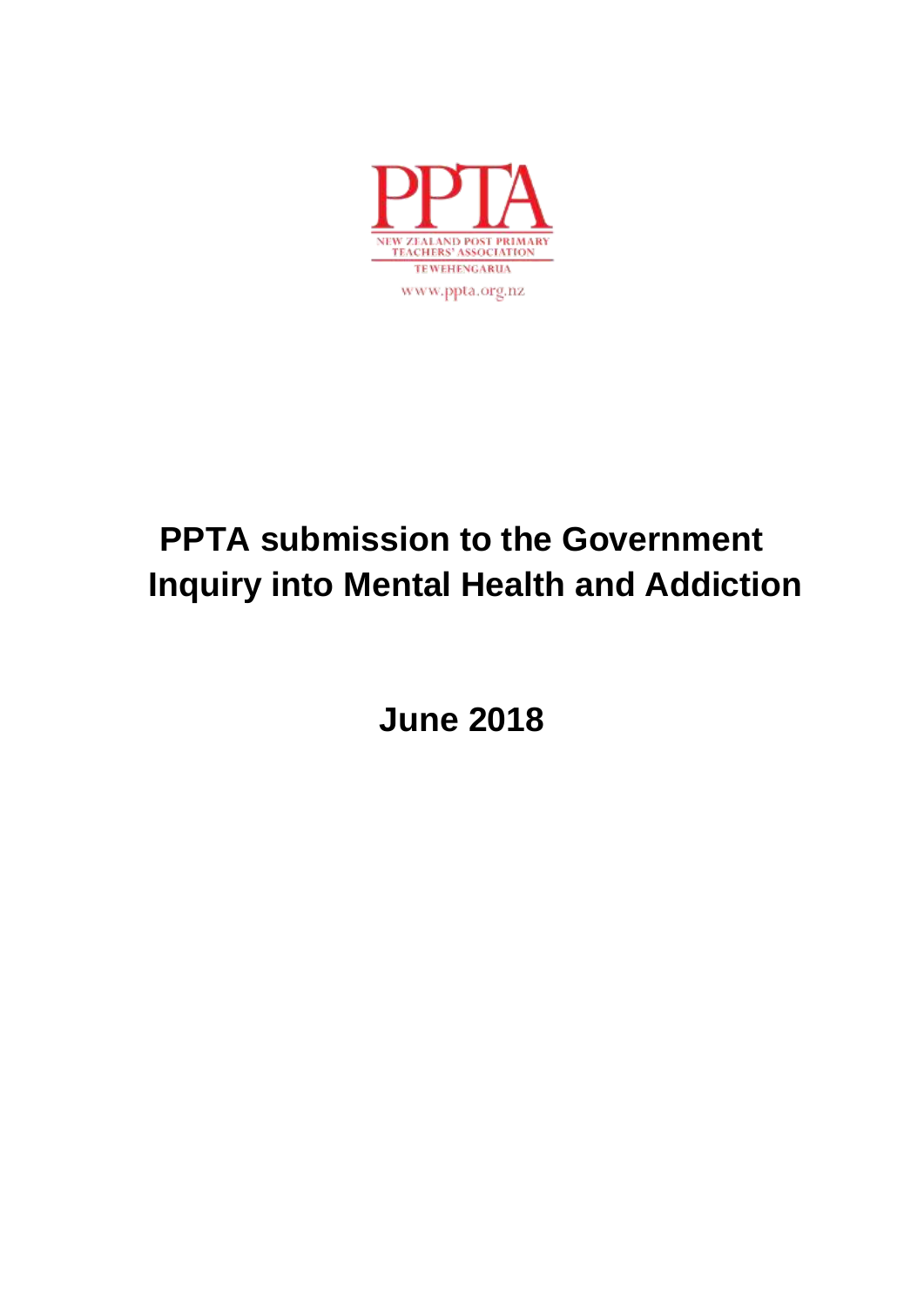PPTA

NEW ZEALAND POST PRIMARY TEACHERS' ASSOCIATION

TE WEHENGARUA

www.ppta.org.nz

# PPTA submission to the Government Inquiry into Mental Health and Addiction

## June 2018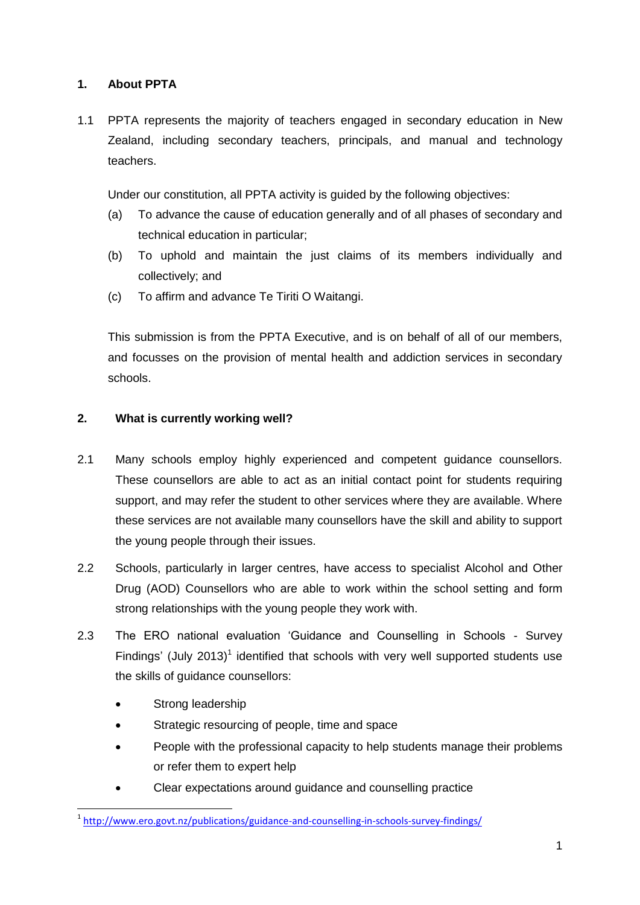## 1. About PPTA

1.1 PPTA represents the majority of teachers engaged in secondary education in New Zealand, including secondary teachers, principals, and manual and technology teachers.

Under our constitution, all PPTA activity is guided by the following objectives:

(a) To advance the cause of education generally and of all phases of secondary and technical education in particular;

(b) To uphold and maintain the just claims of its members individually and collectively; and

(c) To affirm and advance Te Tiriti O Waitangi.

This submission is from the PPTA Executive, and is on behalf of all of our members, and focusses on the provision of mental health and addiction services in secondary schools.

## 2. What is currently working well?

2.1 Many schools employ highly experienced and competent guidance counsellors. These counsellors are able to act as an initial contact point for students requiring support, and may refer the student to other services where they are available. Where these services are not available many counsellors have the skill and ability to support the young people through their issues.

2.2 Schools, particularly in larger centres, have access to specialist Alcohol and Other Drug (AOD) Counsellors who are able to work within the school setting and form strong relationships with the young people they work with.

2.3 The ERO national evaluation 'Guidance and Counselling in Schools - Survey Findings' (July 2013)[1] identified that schools with very well supported students use the skills of guidance counsellors:

- Strong leadership
- Strategic resourcing of people, time and space
- People with the professional capacity to help students manage their problems or refer them to expert help
- Clear expectations around guidance and counselling practice

[1] http://www.ero.govt.nz/publications/guidance-and-counselling-in-schools-survey-findings/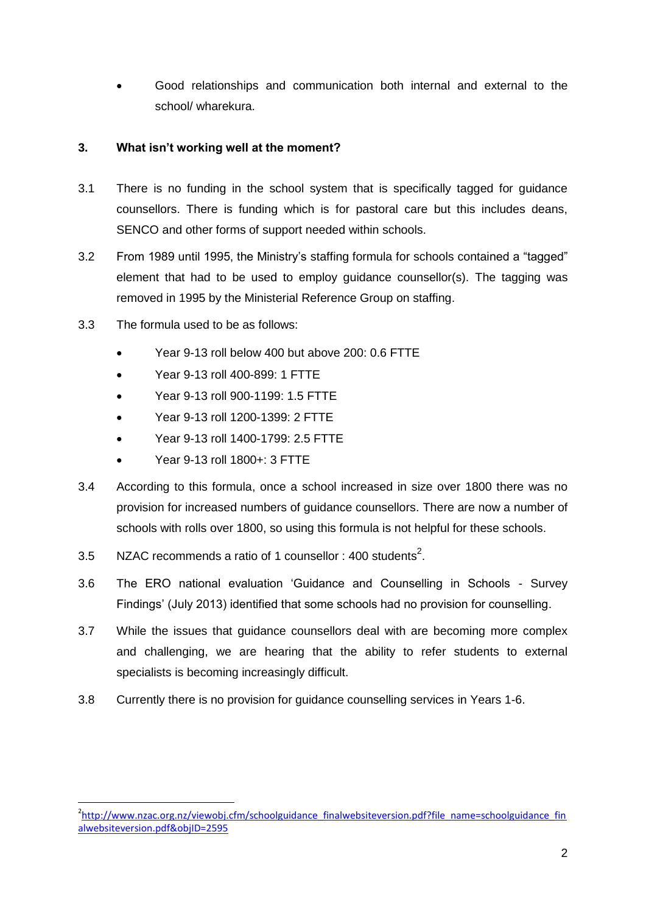- Good relationships and communication both internal and external to the school/ wharekura.

## 3. What isn't working well at the moment?

3.1 There is no funding in the school system that is specifically tagged for guidance counsellors. There is funding which is for pastoral care but this includes deans, SENCO and other forms of support needed within schools.

3.2 From 1989 until 1995, the Ministry's staffing formula for schools contained a "tagged" element that had to be used to employ guidance counsellor(s). The tagging was removed in 1995 by the Ministerial Reference Group on staffing.

3.3 The formula used to be as follows:

- Year 9-13 roll below 400 but above 200: 0.6 FTTE
- Year 9-13 roll 400-899: 1 FTTE
- Year 9-13 roll 900-1199: 1.5 FTTE
- Year 9-13 roll 1200-1399: 2 FTTE
- Year 9-13 roll 1400-1799: 2.5 FTTE
- Year 9-13 roll 1800+: 3 FTTE

3.4 According to this formula, once a school increased in size over 1800 there was no provision for increased numbers of guidance counsellors. There are now a number of schools with rolls over 1800, so using this formula is not helpful for these schools.

3.5 NZAC recommends a ratio of 1 counsellor : 400 students[2].

3.6 The ERO national evaluation 'Guidance and Counselling in Schools - Survey Findings' (July 2013) identified that some schools had no provision for counselling.

3.7 While the issues that guidance counsellors deal with are becoming more complex and challenging, we are hearing that the ability to refer students to external specialists is becoming increasingly difficult.

3.8 Currently there is no provision for guidance counselling services in Years 1-6.

---

[2] http://www.nzac.org.nz/viewobj.cfm/schoolguidance_finalwebsiteversion.pdf?file_name=schoolguidance_finalwebsiteversion.pdf&objID=2595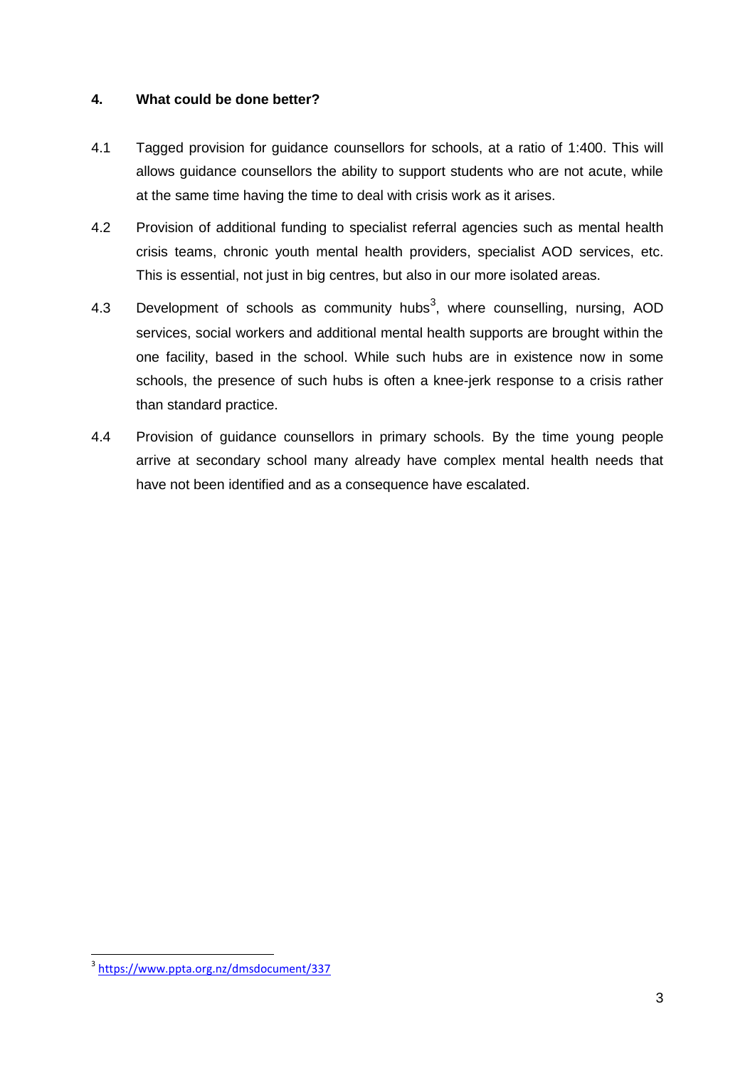## 4. What could be done better?

4.1 Tagged provision for guidance counsellors for schools, at a ratio of 1:400. This will allows guidance counsellors the ability to support students who are not acute, while at the same time having the time to deal with crisis work as it arises.

4.2 Provision of additional funding to specialist referral agencies such as mental health crisis teams, chronic youth mental health providers, specialist AOD services, etc. This is essential, not just in big centres, but also in our more isolated areas.

4.3 Development of schools as community hubs[3], where counselling, nursing, AOD services, social workers and additional mental health supports are brought within the one facility, based in the school. While such hubs are in existence now in some schools, the presence of such hubs is often a knee-jerk response to a crisis rather than standard practice.

4.4 Provision of guidance counsellors in primary schools. By the time young people arrive at secondary school many already have complex mental health needs that have not been identified and as a consequence have escalated.

[3] https://www.ppta.org.nz/dmsdocument/337